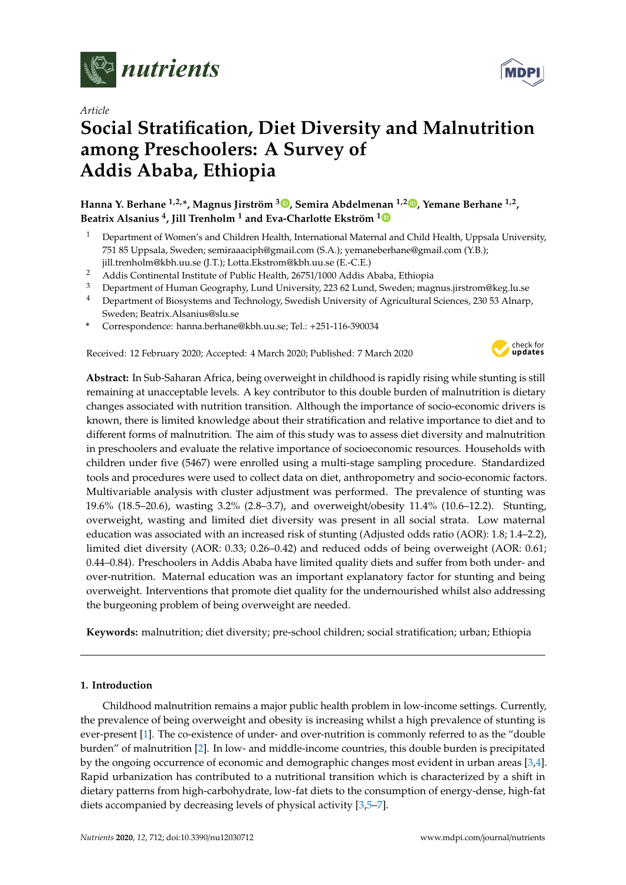*Article*

# Social Stratification, Diet Diversity and Malnutrition among Preschoolers: A Survey of Addis Ababa, Ethiopia

**Hanna Y. Berhane [1,2,*], Magnus Jirström [3], Semira Abdelmenan [1,2], Yemane Berhane [1,2], Beatrix Alsanius [4], Jill Trenholm [1] and Eva-Charlotte Ekström [1]**

1. Department of Women's and Children Health, International Maternal and Child Health, Uppsala University, 751 85 Uppsala, Sweden; semiraaaciph@gmail.com (S.A.); yemaneberhane@gmail.com (Y.B.); jill.trenholm@kbh.uu.se (J.T.); Lotta.Ekstrom@kbh.uu.se (E.-C.E.)
2. Addis Continental Institute of Public Health, 26751/1000 Addis Ababa, Ethiopia
3. Department of Human Geography, Lund University, 223 62 Lund, Sweden; magnus.jirstrom@keg.lu.se
4. Department of Biosystems and Technology, Swedish University of Agricultural Sciences, 230 53 Alnarp, Sweden; Beatrix.Alsanius@slu.se

\* Correspondence: hanna.berhane@kbh.uu.se; Tel.: +251-116-390034

Received: 12 February 2020; Accepted: 4 March 2020; Published: 7 March 2020

**Abstract:** In Sub-Saharan Africa, being overweight in childhood is rapidly rising while stunting is still remaining at unacceptable levels. A key contributor to this double burden of malnutrition is dietary changes associated with nutrition transition. Although the importance of socio-economic drivers is known, there is limited knowledge about their stratification and relative importance to diet and to different forms of malnutrition. The aim of this study was to assess diet diversity and malnutrition in preschoolers and evaluate the relative importance of socioeconomic resources. Households with children under five (5467) were enrolled using a multi-stage sampling procedure. Standardized tools and procedures were used to collect data on diet, anthropometry and socio-economic factors. Multivariable analysis with cluster adjustment was performed. The prevalence of stunting was 19.6% (18.5–20.6), wasting 3.2% (2.8–3.7), and overweight/obesity 11.4% (10.6–12.2). Stunting, overweight, wasting and limited diet diversity was present in all social strata. Low maternal education was associated with an increased risk of stunting (Adjusted odds ratio (AOR): 1.8; 1.4–2.2), limited diet diversity (AOR: 0.33; 0.26–0.42) and reduced odds of being overweight (AOR: 0.61; 0.44–0.84). Preschoolers in Addis Ababa have limited quality diets and suffer from both under- and over-nutrition. Maternal education was an important explanatory factor for stunting and being overweight. Interventions that promote diet quality for the undernourished whilst also addressing the burgeoning problem of being overweight are needed.

**Keywords:** malnutrition; diet diversity; pre-school children; social stratification; urban; Ethiopia

## 1. Introduction

Childhood malnutrition remains a major public health problem in low-income settings. Currently, the prevalence of being overweight and obesity is increasing whilst a high prevalence of stunting is ever-present [1]. The co-existence of under- and over-nutrition is commonly referred to as the "double burden" of malnutrition [2]. In low- and middle-income countries, this double burden is precipitated by the ongoing occurrence of economic and demographic changes most evident in urban areas [3,4]. Rapid urbanization has contributed to a nutritional transition which is characterized by a shift in dietary patterns from high-carbohydrate, low-fat diets to the consumption of energy-dense, high-fat diets accompanied by decreasing levels of physical activity [3,5–7].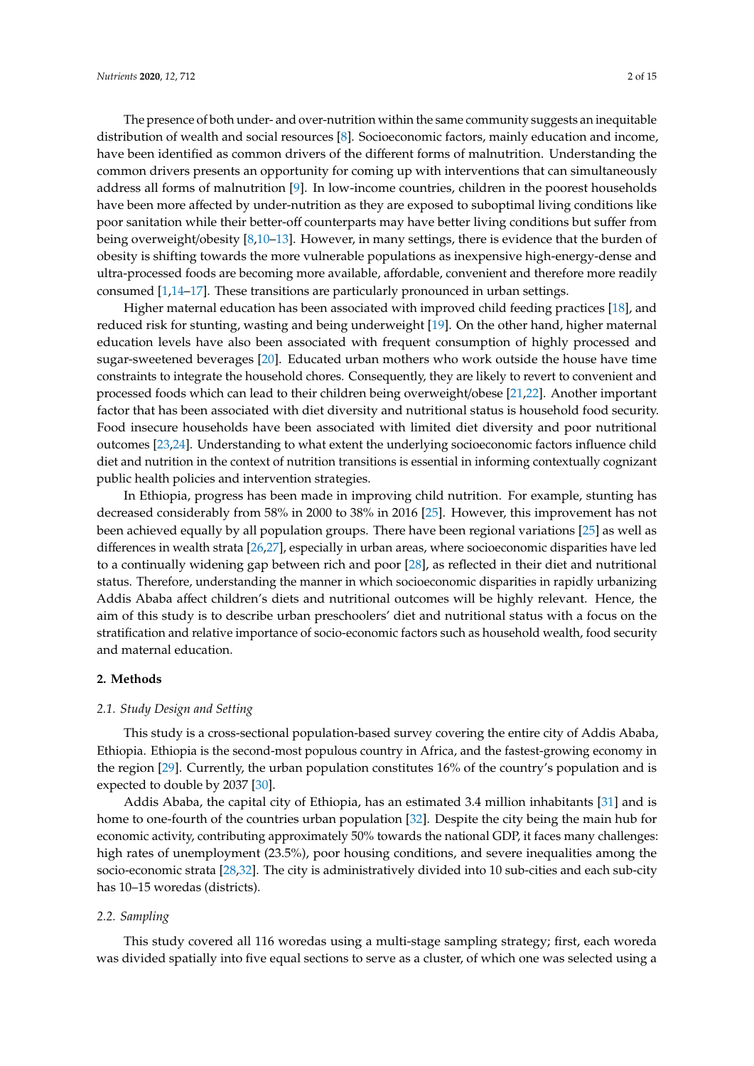The presence of both under- and over-nutrition within the same community suggests an inequitable distribution of wealth and social resources [8]. Socioeconomic factors, mainly education and income, have been identified as common drivers of the different forms of malnutrition. Understanding the common drivers presents an opportunity for coming up with interventions that can simultaneously address all forms of malnutrition [9]. In low-income countries, children in the poorest households have been more affected by under-nutrition as they are exposed to suboptimal living conditions like poor sanitation while their better-off counterparts may have better living conditions but suffer from being overweight/obesity [8,10–13]. However, in many settings, there is evidence that the burden of obesity is shifting towards the more vulnerable populations as inexpensive high-energy-dense and ultra-processed foods are becoming more available, affordable, convenient and therefore more readily consumed [1,14–17]. These transitions are particularly pronounced in urban settings.

Higher maternal education has been associated with improved child feeding practices [18], and reduced risk for stunting, wasting and being underweight [19]. On the other hand, higher maternal education levels have also been associated with frequent consumption of highly processed and sugar-sweetened beverages [20]. Educated urban mothers who work outside the house have time constraints to integrate the household chores. Consequently, they are likely to revert to convenient and processed foods which can lead to their children being overweight/obese [21,22]. Another important factor that has been associated with diet diversity and nutritional status is household food security. Food insecure households have been associated with limited diet diversity and poor nutritional outcomes [23,24]. Understanding to what extent the underlying socioeconomic factors influence child diet and nutrition in the context of nutrition transitions is essential in informing contextually cognizant public health policies and intervention strategies.

In Ethiopia, progress has been made in improving child nutrition. For example, stunting has decreased considerably from 58% in 2000 to 38% in 2016 [25]. However, this improvement has not been achieved equally by all population groups. There have been regional variations [25] as well as differences in wealth strata [26,27], especially in urban areas, where socioeconomic disparities have led to a continually widening gap between rich and poor [28], as reflected in their diet and nutritional status. Therefore, understanding the manner in which socioeconomic disparities in rapidly urbanizing Addis Ababa affect children's diets and nutritional outcomes will be highly relevant. Hence, the aim of this study is to describe urban preschoolers' diet and nutritional status with a focus on the stratification and relative importance of socio-economic factors such as household wealth, food security and maternal education.

## 2. Methods

### 2.1. Study Design and Setting

This study is a cross-sectional population-based survey covering the entire city of Addis Ababa, Ethiopia. Ethiopia is the second-most populous country in Africa, and the fastest-growing economy in the region [29]. Currently, the urban population constitutes 16% of the country's population and is expected to double by 2037 [30].

Addis Ababa, the capital city of Ethiopia, has an estimated 3.4 million inhabitants [31] and is home to one-fourth of the countries urban population [32]. Despite the city being the main hub for economic activity, contributing approximately 50% towards the national GDP, it faces many challenges: high rates of unemployment (23.5%), poor housing conditions, and severe inequalities among the socio-economic strata [28,32]. The city is administratively divided into 10 sub-cities and each sub-city has 10–15 woredas (districts).

### 2.2. Sampling

This study covered all 116 woredas using a multi-stage sampling strategy; first, each woreda was divided spatially into five equal sections to serve as a cluster, of which one was selected using a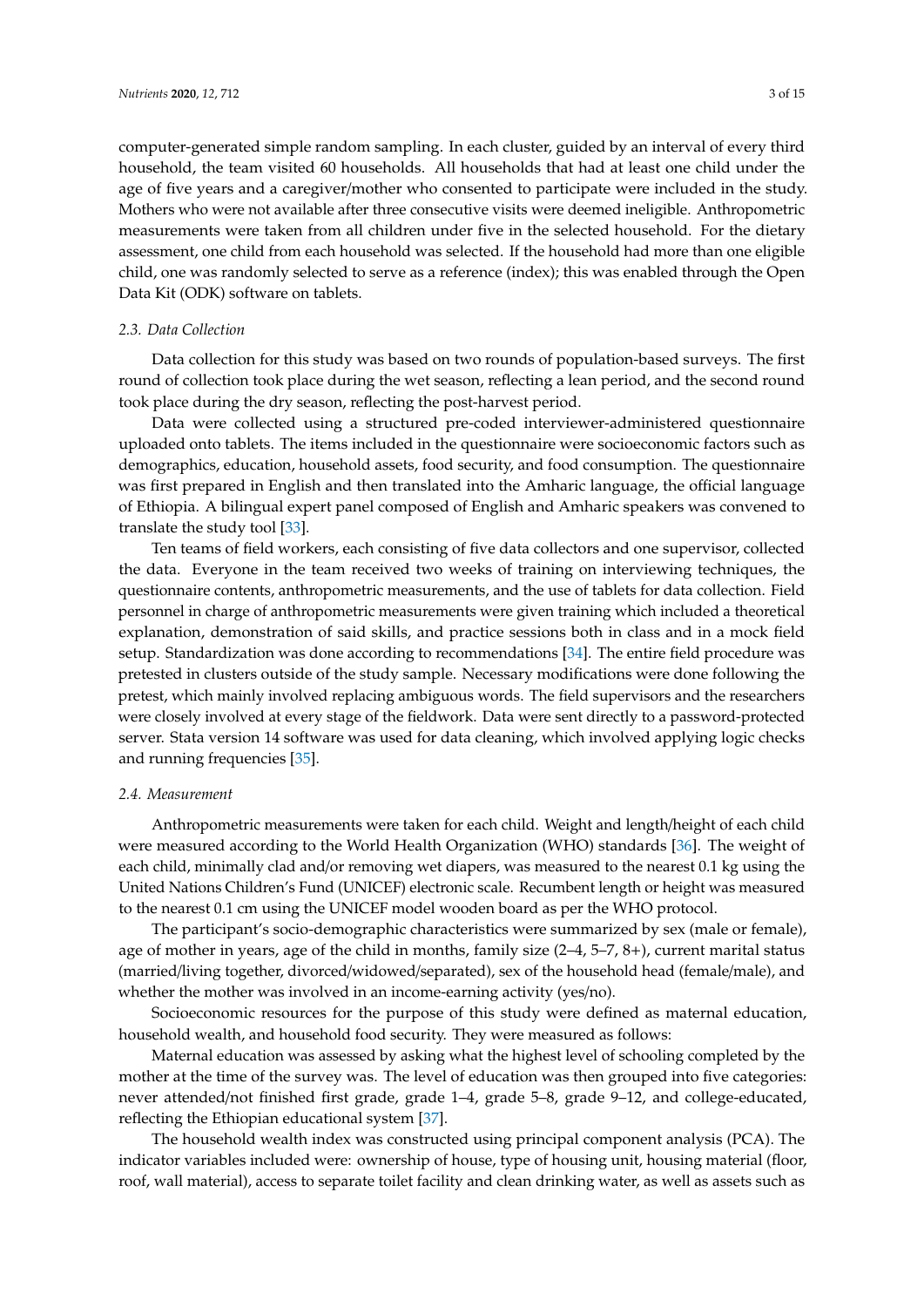computer-generated simple random sampling. In each cluster, guided by an interval of every third household, the team visited 60 households. All households that had at least one child under the age of five years and a caregiver/mother who consented to participate were included in the study. Mothers who were not available after three consecutive visits were deemed ineligible. Anthropometric measurements were taken from all children under five in the selected household. For the dietary assessment, one child from each household was selected. If the household had more than one eligible child, one was randomly selected to serve as a reference (index); this was enabled through the Open Data Kit (ODK) software on tablets.

### *2.3. Data Collection*

Data collection for this study was based on two rounds of population-based surveys. The first round of collection took place during the wet season, reflecting a lean period, and the second round took place during the dry season, reflecting the post-harvest period.

Data were collected using a structured pre-coded interviewer-administered questionnaire uploaded onto tablets. The items included in the questionnaire were socioeconomic factors such as demographics, education, household assets, food security, and food consumption. The questionnaire was first prepared in English and then translated into the Amharic language, the official language of Ethiopia. A bilingual expert panel composed of English and Amharic speakers was convened to translate the study tool [33].

Ten teams of field workers, each consisting of five data collectors and one supervisor, collected the data. Everyone in the team received two weeks of training on interviewing techniques, the questionnaire contents, anthropometric measurements, and the use of tablets for data collection. Field personnel in charge of anthropometric measurements were given training which included a theoretical explanation, demonstration of said skills, and practice sessions both in class and in a mock field setup. Standardization was done according to recommendations [34]. The entire field procedure was pretested in clusters outside of the study sample. Necessary modifications were done following the pretest, which mainly involved replacing ambiguous words. The field supervisors and the researchers were closely involved at every stage of the fieldwork. Data were sent directly to a password-protected server. Stata version 14 software was used for data cleaning, which involved applying logic checks and running frequencies [35].

### *2.4. Measurement*

Anthropometric measurements were taken for each child. Weight and length/height of each child were measured according to the World Health Organization (WHO) standards [36]. The weight of each child, minimally clad and/or removing wet diapers, was measured to the nearest 0.1 kg using the United Nations Children's Fund (UNICEF) electronic scale. Recumbent length or height was measured to the nearest 0.1 cm using the UNICEF model wooden board as per the WHO protocol.

The participant's socio-demographic characteristics were summarized by sex (male or female), age of mother in years, age of the child in months, family size (2–4, 5–7, 8+), current marital status (married/living together, divorced/widowed/separated), sex of the household head (female/male), and whether the mother was involved in an income-earning activity (yes/no).

Socioeconomic resources for the purpose of this study were defined as maternal education, household wealth, and household food security. They were measured as follows:

Maternal education was assessed by asking what the highest level of schooling completed by the mother at the time of the survey was. The level of education was then grouped into five categories: never attended/not finished first grade, grade 1–4, grade 5–8, grade 9–12, and college-educated, reflecting the Ethiopian educational system [37].

The household wealth index was constructed using principal component analysis (PCA). The indicator variables included were: ownership of house, type of housing unit, housing material (floor, roof, wall material), access to separate toilet facility and clean drinking water, as well as assets such as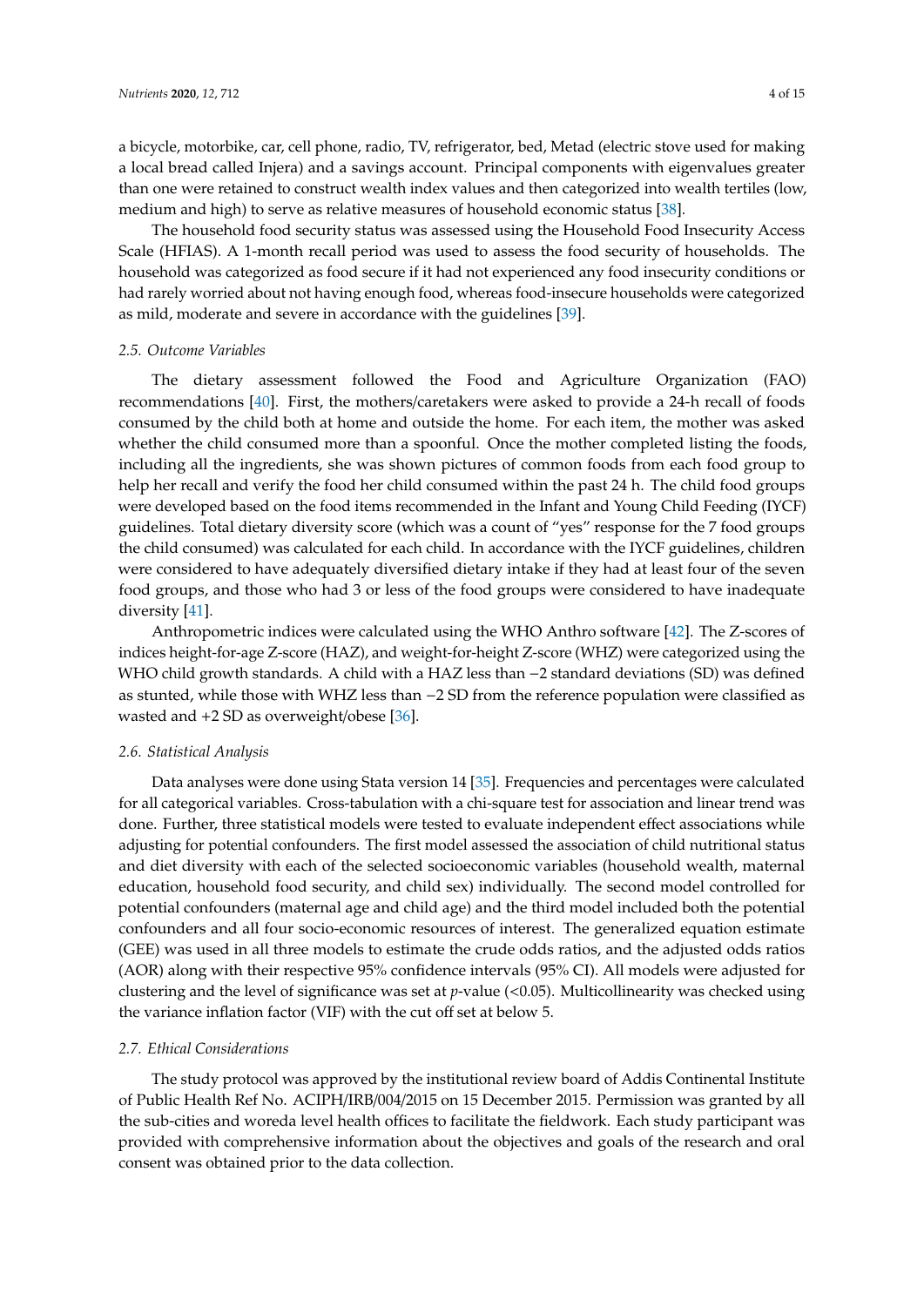a bicycle, motorbike, car, cell phone, radio, TV, refrigerator, bed, Metad (electric stove used for making a local bread called Injera) and a savings account. Principal components with eigenvalues greater than one were retained to construct wealth index values and then categorized into wealth tertiles (low, medium and high) to serve as relative measures of household economic status [38].

The household food security status was assessed using the Household Food Insecurity Access Scale (HFIAS). A 1-month recall period was used to assess the food security of households. The household was categorized as food secure if it had not experienced any food insecurity conditions or had rarely worried about not having enough food, whereas food-insecure households were categorized as mild, moderate and severe in accordance with the guidelines [39].

### *2.5. Outcome Variables*

The dietary assessment followed the Food and Agriculture Organization (FAO) recommendations [40]. First, the mothers/caretakers were asked to provide a 24-h recall of foods consumed by the child both at home and outside the home. For each item, the mother was asked whether the child consumed more than a spoonful. Once the mother completed listing the foods, including all the ingredients, she was shown pictures of common foods from each food group to help her recall and verify the food her child consumed within the past 24 h. The child food groups were developed based on the food items recommended in the Infant and Young Child Feeding (IYCF) guidelines. Total dietary diversity score (which was a count of "yes" response for the 7 food groups the child consumed) was calculated for each child. In accordance with the IYCF guidelines, children were considered to have adequately diversified dietary intake if they had at least four of the seven food groups, and those who had 3 or less of the food groups were considered to have inadequate diversity [41].

Anthropometric indices were calculated using the WHO Anthro software [42]. The Z-scores of indices height-for-age Z-score (HAZ), and weight-for-height Z-score (WHZ) were categorized using the WHO child growth standards. A child with a HAZ less than −2 standard deviations (SD) was defined as stunted, while those with WHZ less than −2 SD from the reference population were classified as wasted and +2 SD as overweight/obese [36].

### *2.6. Statistical Analysis*

Data analyses were done using Stata version 14 [35]. Frequencies and percentages were calculated for all categorical variables. Cross-tabulation with a chi-square test for association and linear trend was done. Further, three statistical models were tested to evaluate independent effect associations while adjusting for potential confounders. The first model assessed the association of child nutritional status and diet diversity with each of the selected socioeconomic variables (household wealth, maternal education, household food security, and child sex) individually. The second model controlled for potential confounders (maternal age and child age) and the third model included both the potential confounders and all four socio-economic resources of interest. The generalized equation estimate (GEE) was used in all three models to estimate the crude odds ratios, and the adjusted odds ratios (AOR) along with their respective 95% confidence intervals (95% CI). All models were adjusted for clustering and the level of significance was set at *p*-value ($<0.05$). Multicollinearity was checked using the variance inflation factor (VIF) with the cut off set at below 5.

### *2.7. Ethical Considerations*

The study protocol was approved by the institutional review board of Addis Continental Institute of Public Health Ref No. ACIPH/IRB/004/2015 on 15 December 2015. Permission was granted by all the sub-cities and woreda level health offices to facilitate the fieldwork. Each study participant was provided with comprehensive information about the objectives and goals of the research and oral consent was obtained prior to the data collection.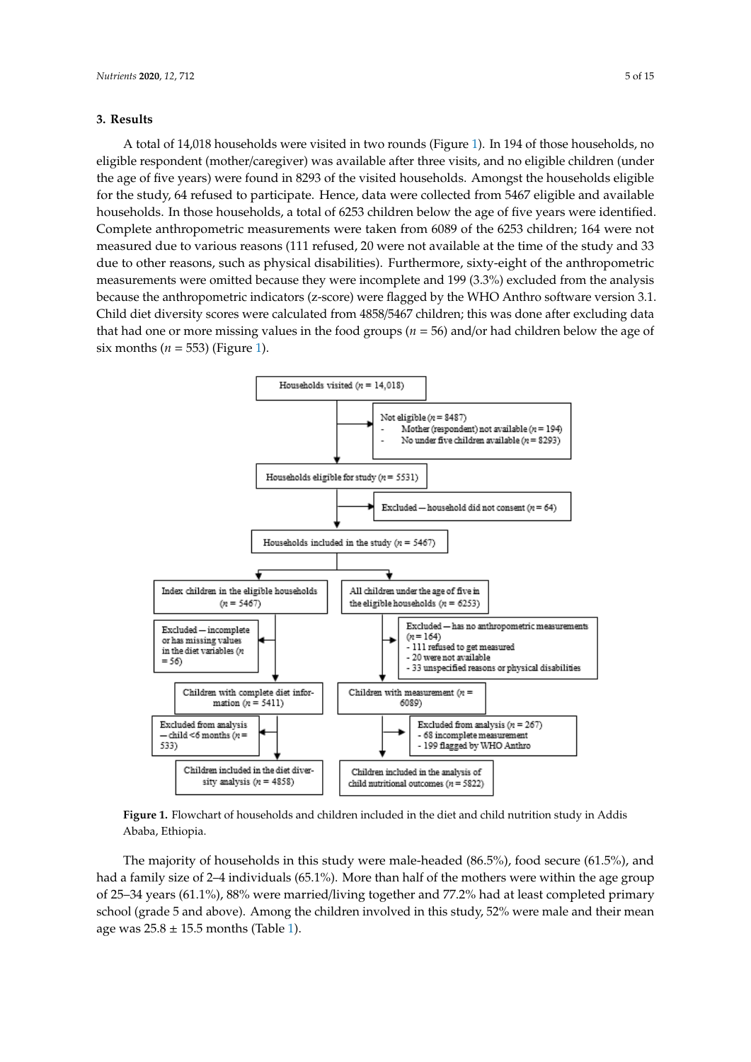## 3. Results

A total of 14,018 households were visited in two rounds (Figure 1). In 194 of those households, no eligible respondent (mother/caregiver) was available after three visits, and no eligible children (under the age of five years) were found in 8293 of the visited households. Amongst the households eligible for the study, 64 refused to participate. Hence, data were collected from 5467 eligible and available households. In those households, a total of 6253 children below the age of five years were identified. Complete anthropometric measurements were taken from 6089 of the 6253 children; 164 were not measured due to various reasons (111 refused, 20 were not available at the time of the study and 33 due to other reasons, such as physical disabilities). Furthermore, sixty-eight of the anthropometric measurements were omitted because they were incomplete and 199 (3.3%) excluded from the analysis because the anthropometric indicators (z-score) were flagged by the WHO Anthro software version 3.1. Child diet diversity scores were calculated from 4858/5467 children; this was done after excluding data that had one or more missing values in the food groups (*n* = 56) and/or had children below the age of six months (*n* = 553) (Figure 1).

Households visited (*n* = 14,018)

Not eligible (*n* = 8487)
- Mother (respondent) not available (*n* = 194)
- No under five children available (*n* = 8293)

Households eligible for study (*n* = 5531)

Excluded—household did not consent (*n* = 64)

Households included in the study (*n* = 5467)

Index children in the eligible households (*n* = 5467)

Excluded—incomplete or has missing values in the diet variables (*n* = 56)

Children with complete diet information (*n* = 5411)

Excluded from analysis—child <6 months (*n* = 533)

Children included in the diet diversity analysis (*n* = 4858)

All children under the age of five in the eligible households (*n* = 6253)

Excluded—has no anthropometric measurements (*n* = 164)
- 111 refused to get measured
- 20 were not available
- 33 unspecified reasons or physical disabilities

Children with measurement (*n* = 6089)

Excluded from analysis (*n* = 267)
- 68 incomplete measurement
- 199 flagged by WHO Anthro

Children included in the analysis of child nutritional outcomes (*n* = 5822)

**Figure 1.** Flowchart of households and children included in the diet and child nutrition study in Addis Ababa, Ethiopia.

The majority of households in this study were male-headed (86.5%), food secure (61.5%), and had a family size of 2–4 individuals (65.1%). More than half of the mothers were within the age group of 25–34 years (61.1%), 88% were married/living together and 77.2% had at least completed primary school (grade 5 and above). Among the children involved in this study, 52% were male and their mean age was 25.8 ± 15.5 months (Table 1).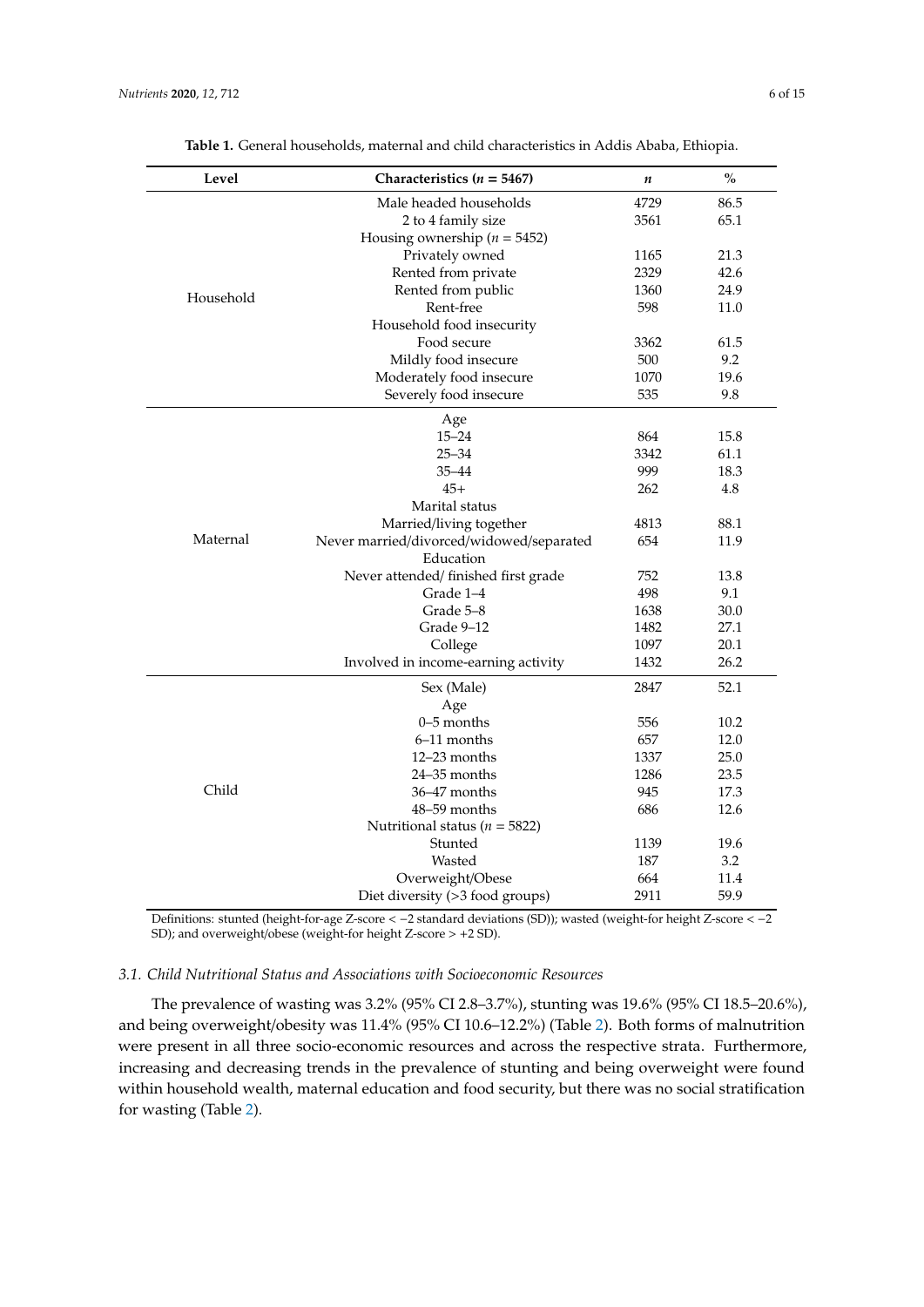**Table 1.** General households, maternal and child characteristics in Addis Ababa, Ethiopia.

| Level | Characteristics ($n$ = 5467) | $n$ | % |
|---|---|---|---|
| Household | Male headed households | 4729 | 86.5 |
| | 2 to 4 family size | 3561 | 65.1 |
| | Housing ownership ($n$ = 5452) | | |
| | Privately owned | 1165 | 21.3 |
| | Rented from private | 2329 | 42.6 |
| | Rented from public | 1360 | 24.9 |
| | Rent-free | 598 | 11.0 |
| | Household food insecurity | | |
| | Food secure | 3362 | 61.5 |
| | Mildly food insecure | 500 | 9.2 |
| | Moderately food insecure | 1070 | 19.6 |
| | Severely food insecure | 535 | 9.8 |
| Maternal | Age | | |
| | 15–24 | 864 | 15.8 |
| | 25–34 | 3342 | 61.1 |
| | 35–44 | 999 | 18.3 |
| | 45+ | 262 | 4.8 |
| | Marital status | | |
| | Married/living together | 4813 | 88.1 |
| | Never married/divorced/widowed/separated | 654 | 11.9 |
| | Education | | |
| | Never attended/ finished first grade | 752 | 13.8 |
| | Grade 1–4 | 498 | 9.1 |
| | Grade 5–8 | 1638 | 30.0 |
| | Grade 9–12 | 1482 | 27.1 |
| | College | 1097 | 20.1 |
| | Involved in income-earning activity | 1432 | 26.2 |
| Child | Sex (Male) | 2847 | 52.1 |
| | Age | | |
| | 0–5 months | 556 | 10.2 |
| | 6–11 months | 657 | 12.0 |
| | 12–23 months | 1337 | 25.0 |
| | 24–35 months | 1286 | 23.5 |
| | 36–47 months | 945 | 17.3 |
| | 48–59 months | 686 | 12.6 |
| | Nutritional status ($n$ = 5822) | | |
| | Stunted | 1139 | 19.6 |
| | Wasted | 187 | 3.2 |
| | Overweight/Obese | 664 | 11.4 |
| | Diet diversity (>3 food groups) | 2911 | 59.9 |

Definitions: stunted (height-for-age Z-score < −2 standard deviations (SD)); wasted (weight-for height Z-score < −2 SD); and overweight/obese (weight-for height Z-score > +2 SD).

### *3.1. Child Nutritional Status and Associations with Socioeconomic Resources*

The prevalence of wasting was 3.2% (95% CI 2.8–3.7%), stunting was 19.6% (95% CI 18.5–20.6%), and being overweight/obesity was 11.4% (95% CI 10.6–12.2%) (Table 2). Both forms of malnutrition were present in all three socio-economic resources and across the respective strata. Furthermore, increasing and decreasing trends in the prevalence of stunting and being overweight were found within household wealth, maternal education and food security, but there was no social stratification for wasting (Table 2).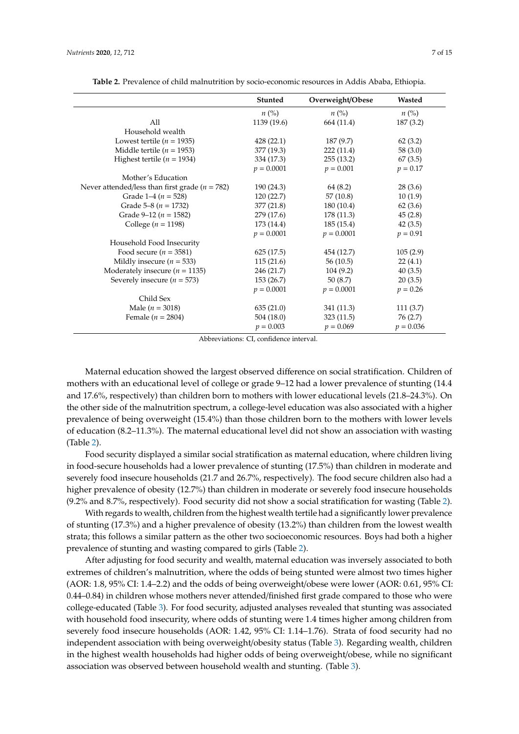**Table 2.** Prevalence of child malnutrition by socio-economic resources in Addis Ababa, Ethiopia.

| | Stunted | Overweight/Obese | Wasted |
|---|---|---|---|
| | *n* (%) | *n* (%) | *n* (%) |
| All | 1139 (19.6) | 664 (11.4) | 187 (3.2) |
| Household wealth | | | |
| Lowest tertile (*n* = 1935) | 428 (22.1) | 187 (9.7) | 62 (3.2) |
| Middle tertile (*n* = 1953) | 377 (19.3) | 222 (11.4) | 58 (3.0) |
| Highest tertile (*n* = 1934) | 334 (17.3) | 255 (13.2) | 67 (3.5) |
| | $p = 0.0001$ | $p = 0.001$ | $p = 0.17$ |
| Mother's Education | | | |
| Never attended/less than first grade (*n* = 782) | 190 (24.3) | 64 (8.2) | 28 (3.6) |
| Grade 1–4 (*n* = 528) | 120 (22.7) | 57 (10.8) | 10 (1.9) |
| Grade 5–8 (*n* = 1732) | 377 (21.8) | 180 (10.4) | 62 (3.6) |
| Grade 9–12 (*n* = 1582) | 279 (17.6) | 178 (11.3) | 45 (2.8) |
| College (*n* = 1198) | 173 (14.4) | 185 (15.4) | 42 (3.5) |
| | $p = 0.0001$ | $p = 0.0001$ | $p = 0.91$ |
| Household Food Insecurity | | | |
| Food secure (*n* = 3581) | 625 (17.5) | 454 (12.7) | 105 (2.9) |
| Mildly insecure (*n* = 533) | 115 (21.6) | 56 (10.5) | 22 (4.1) |
| Moderately insecure (*n* = 1135) | 246 (21.7) | 104 (9.2) | 40 (3.5) |
| Severely insecure (*n* = 573) | 153 (26.7) | 50 (8.7) | 20 (3.5) |
| | $p = 0.0001$ | $p = 0.0001$ | $p = 0.26$ |
| Child Sex | | | |
| Male (*n* = 3018) | 635 (21.0) | 341 (11.3) | 111 (3.7) |
| Female (*n* = 2804) | 504 (18.0) | 323 (11.5) | 76 (2.7) |
| | $p = 0.003$ | $p = 0.069$ | $p = 0.036$ |

Abbreviations: CI, confidence interval.

Maternal education showed the largest observed difference on social stratification. Children of mothers with an educational level of college or grade 9–12 had a lower prevalence of stunting (14.4 and 17.6%, respectively) than children born to mothers with lower educational levels (21.8–24.3%). On the other side of the malnutrition spectrum, a college-level education was also associated with a higher prevalence of being overweight (15.4%) than those children born to the mothers with lower levels of education (8.2–11.3%). The maternal educational level did not show an association with wasting (Table 2).

Food security displayed a similar social stratification as maternal education, where children living in food-secure households had a lower prevalence of stunting (17.5%) than children in moderate and severely food insecure households (21.7 and 26.7%, respectively). The food secure children also had a higher prevalence of obesity (12.7%) than children in moderate or severely food insecure households (9.2% and 8.7%, respectively). Food security did not show a social stratification for wasting (Table 2).

With regards to wealth, children from the highest wealth tertile had a significantly lower prevalence of stunting (17.3%) and a higher prevalence of obesity (13.2%) than children from the lowest wealth strata; this follows a similar pattern as the other two socioeconomic resources. Boys had both a higher prevalence of stunting and wasting compared to girls (Table 2).

After adjusting for food security and wealth, maternal education was inversely associated to both extremes of children's malnutrition, where the odds of being stunted were almost two times higher (AOR: 1.8, 95% CI: 1.4–2.2) and the odds of being overweight/obese were lower (AOR: 0.61, 95% CI: 0.44–0.84) in children whose mothers never attended/finished first grade compared to those who were college-educated (Table 3). For food security, adjusted analyses revealed that stunting was associated with household food insecurity, where odds of stunting were 1.4 times higher among children from severely food insecure households (AOR: 1.42, 95% CI: 1.14–1.76). Strata of food security had no independent association with being overweight/obesity status (Table 3). Regarding wealth, children in the highest wealth households had higher odds of being overweight/obese, while no significant association was observed between household wealth and stunting. (Table 3).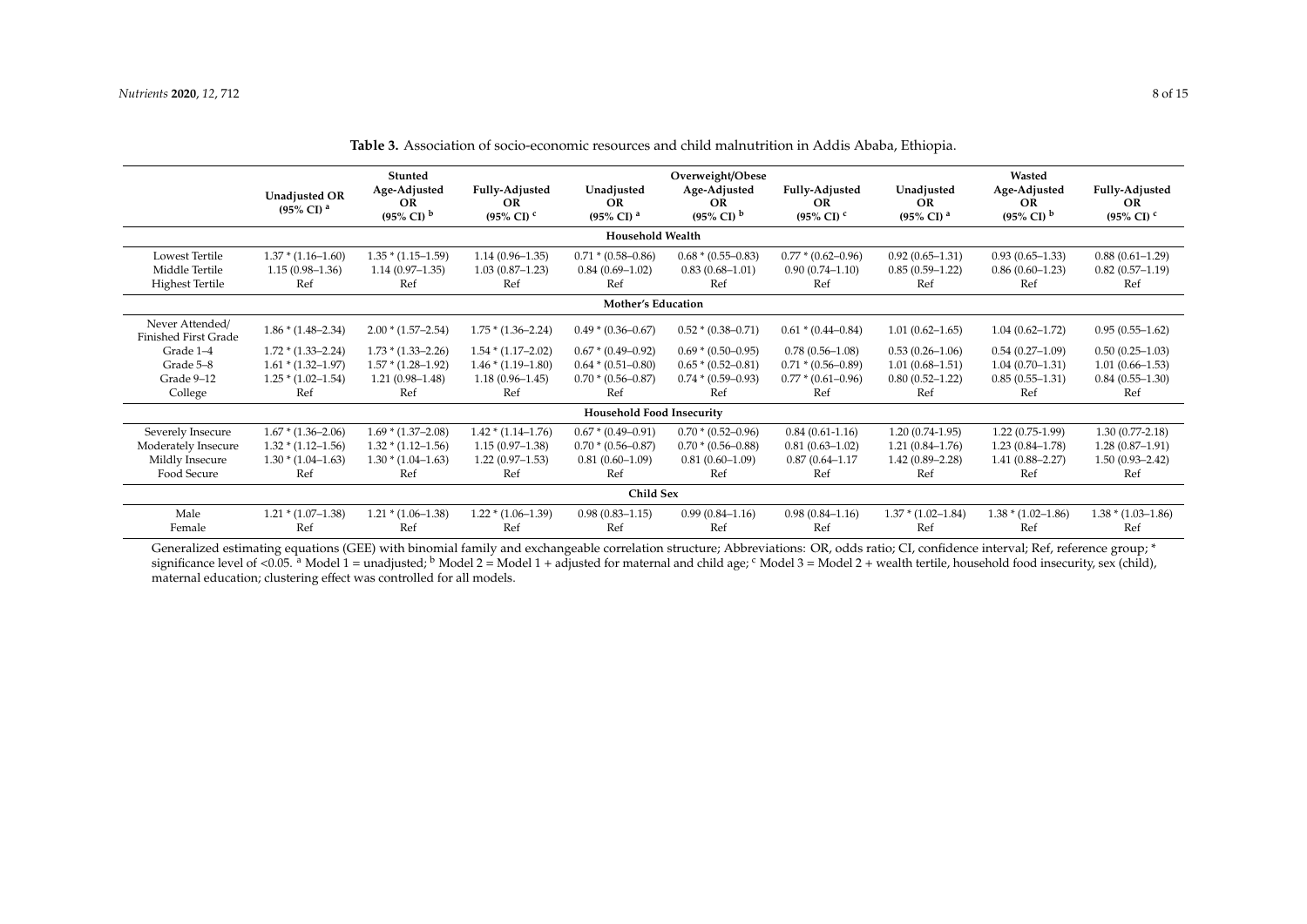**Table 3.** Association of socio-economic resources and child malnutrition in Addis Ababa, Ethiopia.

| | Stunted | | | Overweight/Obese | | | Wasted | | |
|---|---|---|---|---|---|---|---|---|---|
| | Unadjusted OR (95% CI) [a] | Age-Adjusted OR (95% CI) [b] | Fully-Adjusted OR (95% CI) [c] | Unadjusted OR (95% CI) [a] | Age-Adjusted OR (95% CI) [b] | Fully-Adjusted OR (95% CI) [c] | Unadjusted OR (95% CI) [a] | Age-Adjusted OR (95% CI) [b] | Fully-Adjusted OR (95% CI) [c] |
| **Household Wealth** | | | | | | | | | |
| Lowest Tertile | 1.37 * (1.16–1.60) | 1.35 * (1.15–1.59) | 1.14 (0.96–1.35) | 0.71 * (0.58–0.86) | 0.68 * (0.55–0.83) | 0.77 * (0.62–0.96) | 0.92 (0.65–1.31) | 0.93 (0.65–1.33) | 0.88 (0.61–1.29) |
| Middle Tertile | 1.15 (0.98–1.36) | 1.14 (0.97–1.35) | 1.03 (0.87–1.23) | 0.84 (0.69–1.02) | 0.83 (0.68–1.01) | 0.90 (0.74–1.10) | 0.85 (0.59–1.22) | 0.86 (0.60–1.23) | 0.82 (0.57–1.19) |
| Highest Tertile | Ref | Ref | Ref | Ref | Ref | Ref | Ref | Ref | Ref |
| **Mother's Education** | | | | | | | | | |
| Never Attended/ Finished First Grade | 1.86 * (1.48–2.34) | 2.00 * (1.57–2.54) | 1.75 * (1.36–2.24) | 0.49 * (0.36–0.67) | 0.52 * (0.38–0.71) | 0.61 * (0.44–0.84) | 1.01 (0.62–1.65) | 1.04 (0.62–1.72) | 0.95 (0.55–1.62) |
| Grade 1–4 | 1.72 * (1.33–2.24) | 1.73 * (1.33–2.26) | 1.54 * (1.17–2.02) | 0.67 * (0.49–0.92) | 0.69 * (0.50–0.95) | 0.78 (0.56–1.08) | 0.53 (0.26–1.06) | 0.54 (0.27–1.09) | 0.50 (0.25–1.03) |
| Grade 5–8 | 1.61 * (1.32–1.97) | 1.57 * (1.28–1.92) | 1.46 * (1.19–1.80) | 0.64 * (0.51–0.80) | 0.65 * (0.52–0.81) | 0.71 * (0.56–0.89) | 1.01 (0.68–1.51) | 1.04 (0.70–1.31) | 1.01 (0.66–1.53) |
| Grade 9–12 | 1.25 * (1.02–1.54) | 1.21 (0.98–1.48) | 1.18 (0.96–1.45) | 0.70 * (0.56–0.87) | 0.74 * (0.59–0.93) | 0.77 * (0.61–0.96) | 0.80 (0.52–1.22) | 0.85 (0.55–1.31) | 0.84 (0.55–1.30) |
| College | Ref | Ref | Ref | Ref | Ref | Ref | Ref | Ref | Ref |
| **Household Food Insecurity** | | | | | | | | | |
| Severely Insecure | 1.67 * (1.36–2.06) | 1.69 * (1.37–2.08) | 1.42 * (1.14–1.76) | 0.67 * (0.49–0.91) | 0.70 * (0.52–0.96) | 0.84 (0.61-1.16) | 1.20 (0.74-1.95) | 1.22 (0.75-1.99) | 1.30 (0.77-2.18) |
| Moderately Insecure | 1.32 * (1.12–1.56) | 1.32 * (1.12–1.56) | 1.15 (0.97–1.38) | 0.70 * (0.56–0.87) | 0.70 * (0.56–0.88) | 0.81 (0.63–1.02) | 1.21 (0.84–1.76) | 1.23 (0.84–1.78) | 1.28 (0.87–1.91) |
| Mildly Insecure | 1.30 * (1.04–1.63) | 1.30 * (1.04–1.63) | 1.22 (0.97–1.53) | 0.81 (0.60–1.09) | 0.81 (0.60–1.09) | 0.87 (0.64–1.17 | 1.42 (0.89–2.28) | 1.41 (0.88–2.27) | 1.50 (0.93–2.42) |
| Food Secure | Ref | Ref | Ref | Ref | Ref | Ref | Ref | Ref | Ref |
| **Child Sex** | | | | | | | | | |
| Male | 1.21 * (1.07–1.38) | 1.21 * (1.06–1.38) | 1.22 * (1.06–1.39) | 0.98 (0.83–1.15) | 0.99 (0.84–1.16) | 0.98 (0.84–1.16) | 1.37 * (1.02–1.84) | 1.38 * (1.02–1.86) | 1.38 * (1.03–1.86) |
| Female | Ref | Ref | Ref | Ref | Ref | Ref | Ref | Ref | Ref |

Generalized estimating equations (GEE) with binomial family and exchangeable correlation structure; Abbreviations: OR, odds ratio; CI, confidence interval; Ref, reference group; * significance level of <0.05. [a] Model 1 = unadjusted; [b] Model 2 = Model 1 + adjusted for maternal and child age; [c] Model 3 = Model 2 + wealth tertile, household food insecurity, sex (child), maternal education; clustering effect was controlled for all models.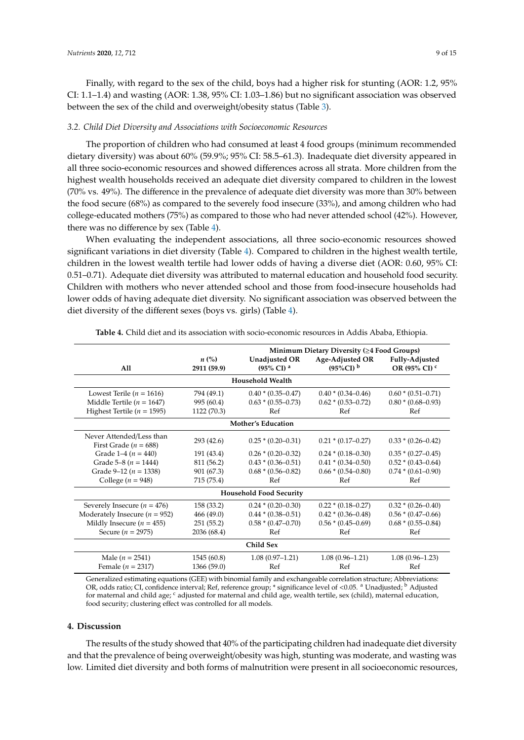Finally, with regard to the sex of the child, boys had a higher risk for stunting (AOR: 1.2, 95% CI: 1.1–1.4) and wasting (AOR: 1.38, 95% CI: 1.03–1.86) but no significant association was observed between the sex of the child and overweight/obesity status (Table 3).

### *3.2. Child Diet Diversity and Associations with Socioeconomic Resources*

The proportion of children who had consumed at least 4 food groups (minimum recommended dietary diversity) was about 60% (59.9%; 95% CI: 58.5–61.3). Inadequate diet diversity appeared in all three socio-economic resources and showed differences across all strata. More children from the highest wealth households received an adequate diet diversity compared to children in the lowest (70% vs. 49%). The difference in the prevalence of adequate diet diversity was more than 30% between the food secure (68%) as compared to the severely food insecure (33%), and among children who had college-educated mothers (75%) as compared to those who had never attended school (42%). However, there was no difference by sex (Table 4).

When evaluating the independent associations, all three socio-economic resources showed significant variations in diet diversity (Table 4). Compared to children in the highest wealth tertile, children in the lowest wealth tertile had lower odds of having a diverse diet (AOR: 0.60, 95% CI: 0.51–0.71). Adequate diet diversity was attributed to maternal education and household food security. Children with mothers who never attended school and those from food-insecure households had lower odds of having adequate diet diversity. No significant association was observed between the diet diversity of the different sexes (boys vs. girls) (Table 4).

**Table 4.** Child diet and its association with socio-economic resources in Addis Ababa, Ethiopia.

| | Minimum Dietary Diversity (≥4 Food Groups) | | | |
|---|---|---|---|---|
| **All** | ***n*** **(%) 2911 (59.9)** | **Unadjusted OR (95% CI)** [a] | **Age-Adjusted OR (95%CI)** [b] | **Fully-Adjusted OR (95% CI)** [c] |
| **Household Wealth** | | | | |
| Lowest Terile ($n$ = 1616) | 794 (49.1) | 0.40 * (0.35–0.47) | 0.40 * (0.34–0.46) | 0.60 * (0.51–0.71) |
| Middle Tertile ($n$ = 1647) | 995 (60.4) | 0.63 * (0.55–0.73) | 0.62 * (0.53–0.72) | 0.80 * (0.68–0.93) |
| Highest Tertile ($n$ = 1595) | 1122 (70.3) | Ref | Ref | Ref |
| **Mother's Education** | | | | |
| Never Attended/Less than First Grade ($n$ = 688) | 293 (42.6) | 0.25 * (0.20–0.31) | 0.21 * (0.17–0.27) | 0.33 * (0.26–0.42) |
| Grade 1–4 ($n$ = 440) | 191 (43.4) | 0.26 * (0.20–0.32) | 0.24 * (0.18–0.30) | 0.35 * (0.27–0.45) |
| Grade 5–8 ($n$ = 1444) | 811 (56.2) | 0.43 * (0.36–0.51) | 0.41 * (0.34–0.50) | 0.52 * (0.43–0.64) |
| Grade 9–12 ($n$ = 1338) | 901 (67.3) | 0.68 * (0.56–0.82) | 0.66 * (0.54–0.80) | 0.74 * (0.61–0.90) |
| College ($n$ = 948) | 715 (75.4) | Ref | Ref | Ref |
| **Household Food Security** | | | | |
| Severely Insecure ($n$ = 476) | 158 (33.2) | 0.24 * (0.20–0.30) | 0.22 * (0.18–0.27) | 0.32 * (0.26–0.40) |
| Moderately Insecure ($n$ = 952) | 466 (49.0) | 0.44 * (0.38–0.51) | 0.42 * (0.36–0.48) | 0.56 * (0.47–0.66) |
| Mildly Insecure ($n$ = 455) | 251 (55.2) | 0.58 * (0.47–0.70) | 0.56 * (0.45–0.69) | 0.68 * (0.55–0.84) |
| Secure ($n$ = 2975) | 2036 (68.4) | Ref | Ref | Ref |
| **Child Sex** | | | | |
| Male ($n$ = 2541) | 1545 (60.8) | 1.08 (0.97–1.21) | 1.08 (0.96–1.21) | 1.08 (0.96–1.23) |
| Female ($n$ = 2317) | 1366 (59.0) | Ref | Ref | Ref |

Generalized estimating equations (GEE) with binomial family and exchangeable correlation structure; Abbreviations: OR, odds ratio; CI, confidence interval; Ref, reference group; * significance level of <0.05. [a] Unadjusted; [b] Adjusted for maternal and child age; [c] adjusted for maternal and child age, wealth tertile, sex (child), maternal education, food security; clustering effect was controlled for all models.

## 4. Discussion

The results of the study showed that 40% of the participating children had inadequate diet diversity and that the prevalence of being overweight/obesity was high, stunting was moderate, and wasting was low. Limited diet diversity and both forms of malnutrition were present in all socioeconomic resources,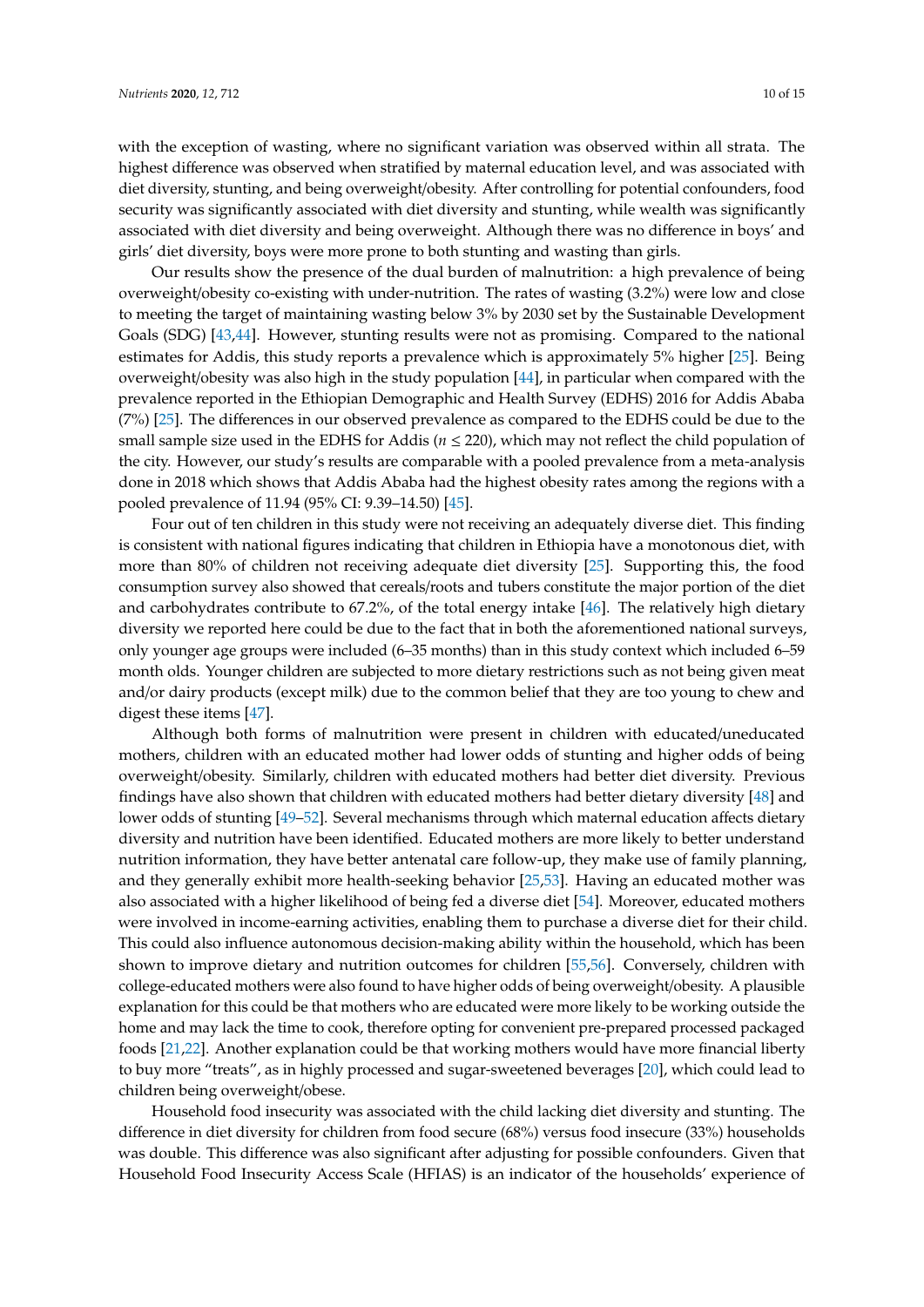with the exception of wasting, where no significant variation was observed within all strata. The highest difference was observed when stratified by maternal education level, and was associated with diet diversity, stunting, and being overweight/obesity. After controlling for potential confounders, food security was significantly associated with diet diversity and stunting, while wealth was significantly associated with diet diversity and being overweight. Although there was no difference in boys' and girls' diet diversity, boys were more prone to both stunting and wasting than girls.

Our results show the presence of the dual burden of malnutrition: a high prevalence of being overweight/obesity co-existing with under-nutrition. The rates of wasting (3.2%) were low and close to meeting the target of maintaining wasting below 3% by 2030 set by the Sustainable Development Goals (SDG) [43,44]. However, stunting results were not as promising. Compared to the national estimates for Addis, this study reports a prevalence which is approximately 5% higher [25]. Being overweight/obesity was also high in the study population [44], in particular when compared with the prevalence reported in the Ethiopian Demographic and Health Survey (EDHS) 2016 for Addis Ababa (7%) [25]. The differences in our observed prevalence as compared to the EDHS could be due to the small sample size used in the EDHS for Addis ($n \leq 220$), which may not reflect the child population of the city. However, our study's results are comparable with a pooled prevalence from a meta-analysis done in 2018 which shows that Addis Ababa had the highest obesity rates among the regions with a pooled prevalence of 11.94 (95% CI: 9.39–14.50) [45].

Four out of ten children in this study were not receiving an adequately diverse diet. This finding is consistent with national figures indicating that children in Ethiopia have a monotonous diet, with more than 80% of children not receiving adequate diet diversity [25]. Supporting this, the food consumption survey also showed that cereals/roots and tubers constitute the major portion of the diet and carbohydrates contribute to 67.2%, of the total energy intake [46]. The relatively high dietary diversity we reported here could be due to the fact that in both the aforementioned national surveys, only younger age groups were included (6–35 months) than in this study context which included 6–59 month olds. Younger children are subjected to more dietary restrictions such as not being given meat and/or dairy products (except milk) due to the common belief that they are too young to chew and digest these items [47].

Although both forms of malnutrition were present in children with educated/uneducated mothers, children with an educated mother had lower odds of stunting and higher odds of being overweight/obesity. Similarly, children with educated mothers had better diet diversity. Previous findings have also shown that children with educated mothers had better dietary diversity [48] and lower odds of stunting [49–52]. Several mechanisms through which maternal education affects dietary diversity and nutrition have been identified. Educated mothers are more likely to better understand nutrition information, they have better antenatal care follow-up, they make use of family planning, and they generally exhibit more health-seeking behavior [25,53]. Having an educated mother was also associated with a higher likelihood of being fed a diverse diet [54]. Moreover, educated mothers were involved in income-earning activities, enabling them to purchase a diverse diet for their child. This could also influence autonomous decision-making ability within the household, which has been shown to improve dietary and nutrition outcomes for children [55,56]. Conversely, children with college-educated mothers were also found to have higher odds of being overweight/obesity. A plausible explanation for this could be that mothers who are educated were more likely to be working outside the home and may lack the time to cook, therefore opting for convenient pre-prepared processed packaged foods [21,22]. Another explanation could be that working mothers would have more financial liberty to buy more "treats", as in highly processed and sugar-sweetened beverages [20], which could lead to children being overweight/obese.

Household food insecurity was associated with the child lacking diet diversity and stunting. The difference in diet diversity for children from food secure (68%) versus food insecure (33%) households was double. This difference was also significant after adjusting for possible confounders. Given that Household Food Insecurity Access Scale (HFIAS) is an indicator of the households' experience of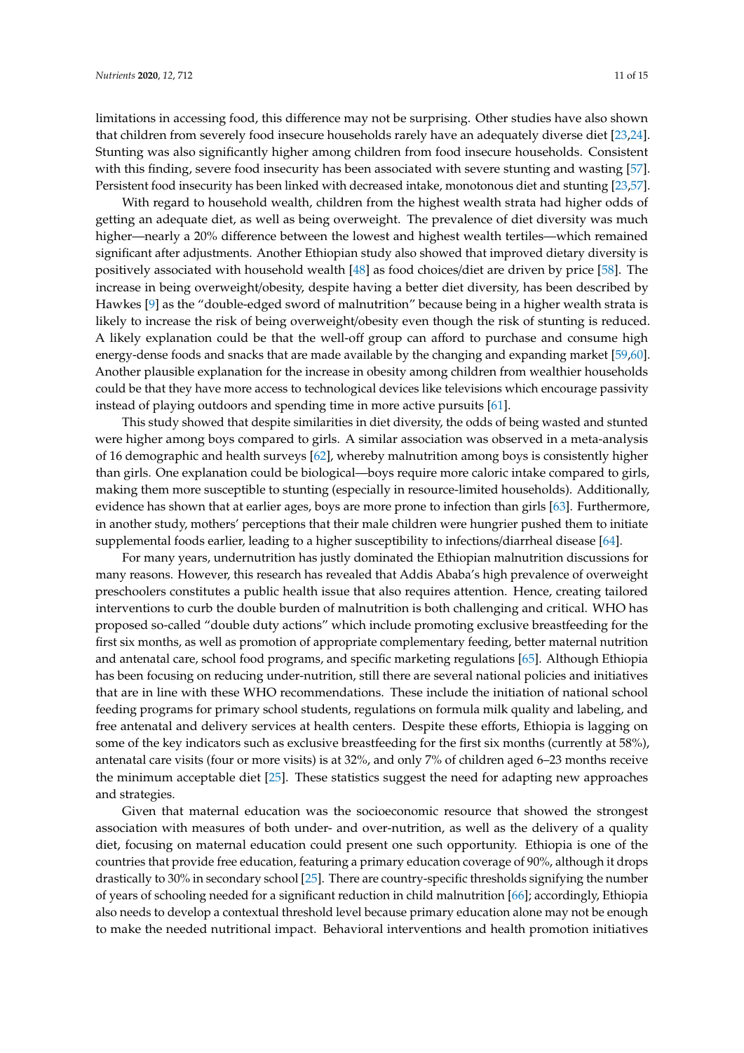limitations in accessing food, this difference may not be surprising. Other studies have also shown that children from severely food insecure households rarely have an adequately diverse diet [23,24]. Stunting was also significantly higher among children from food insecure households. Consistent with this finding, severe food insecurity has been associated with severe stunting and wasting [57]. Persistent food insecurity has been linked with decreased intake, monotonous diet and stunting [23,57].

With regard to household wealth, children from the highest wealth strata had higher odds of getting an adequate diet, as well as being overweight. The prevalence of diet diversity was much higher—nearly a 20% difference between the lowest and highest wealth tertiles—which remained significant after adjustments. Another Ethiopian study also showed that improved dietary diversity is positively associated with household wealth [48] as food choices/diet are driven by price [58]. The increase in being overweight/obesity, despite having a better diet diversity, has been described by Hawkes [9] as the "double-edged sword of malnutrition" because being in a higher wealth strata is likely to increase the risk of being overweight/obesity even though the risk of stunting is reduced. A likely explanation could be that the well-off group can afford to purchase and consume high energy-dense foods and snacks that are made available by the changing and expanding market [59,60]. Another plausible explanation for the increase in obesity among children from wealthier households could be that they have more access to technological devices like televisions which encourage passivity instead of playing outdoors and spending time in more active pursuits [61].

This study showed that despite similarities in diet diversity, the odds of being wasted and stunted were higher among boys compared to girls. A similar association was observed in a meta-analysis of 16 demographic and health surveys [62], whereby malnutrition among boys is consistently higher than girls. One explanation could be biological—boys require more caloric intake compared to girls, making them more susceptible to stunting (especially in resource-limited households). Additionally, evidence has shown that at earlier ages, boys are more prone to infection than girls [63]. Furthermore, in another study, mothers' perceptions that their male children were hungrier pushed them to initiate supplemental foods earlier, leading to a higher susceptibility to infections/diarrheal disease [64].

For many years, undernutrition has justly dominated the Ethiopian malnutrition discussions for many reasons. However, this research has revealed that Addis Ababa's high prevalence of overweight preschoolers constitutes a public health issue that also requires attention. Hence, creating tailored interventions to curb the double burden of malnutrition is both challenging and critical. WHO has proposed so-called "double duty actions" which include promoting exclusive breastfeeding for the first six months, as well as promotion of appropriate complementary feeding, better maternal nutrition and antenatal care, school food programs, and specific marketing regulations [65]. Although Ethiopia has been focusing on reducing under-nutrition, still there are several national policies and initiatives that are in line with these WHO recommendations. These include the initiation of national school feeding programs for primary school students, regulations on formula milk quality and labeling, and free antenatal and delivery services at health centers. Despite these efforts, Ethiopia is lagging on some of the key indicators such as exclusive breastfeeding for the first six months (currently at 58%), antenatal care visits (four or more visits) is at 32%, and only 7% of children aged 6–23 months receive the minimum acceptable diet [25]. These statistics suggest the need for adapting new approaches and strategies.

Given that maternal education was the socioeconomic resource that showed the strongest association with measures of both under- and over-nutrition, as well as the delivery of a quality diet, focusing on maternal education could present one such opportunity. Ethiopia is one of the countries that provide free education, featuring a primary education coverage of 90%, although it drops drastically to 30% in secondary school [25]. There are country-specific thresholds signifying the number of years of schooling needed for a significant reduction in child malnutrition [66]; accordingly, Ethiopia also needs to develop a contextual threshold level because primary education alone may not be enough to make the needed nutritional impact. Behavioral interventions and health promotion initiatives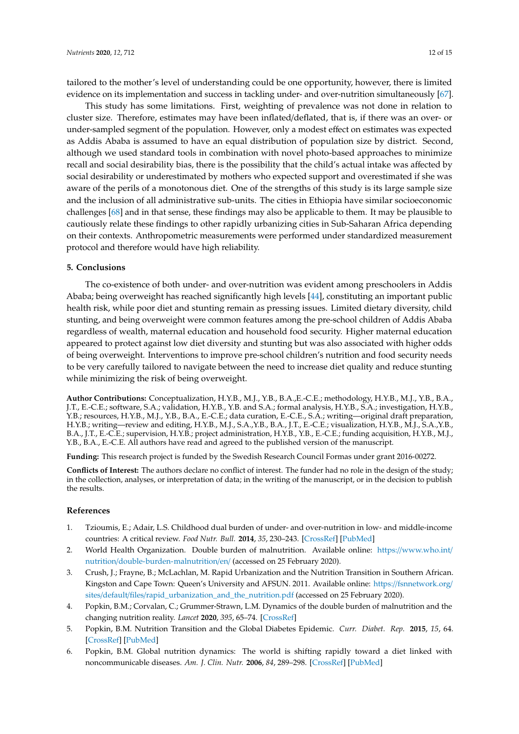tailored to the mother's level of understanding could be one opportunity, however, there is limited evidence on its implementation and success in tackling under- and over-nutrition simultaneously [67].

This study has some limitations. First, weighting of prevalence was not done in relation to cluster size. Therefore, estimates may have been inflated/deflated, that is, if there was an over- or under-sampled segment of the population. However, only a modest effect on estimates was expected as Addis Ababa is assumed to have an equal distribution of population size by district. Second, although we used standard tools in combination with novel photo-based approaches to minimize recall and social desirability bias, there is the possibility that the child's actual intake was affected by social desirability or underestimated by mothers who expected support and overestimated if she was aware of the perils of a monotonous diet. One of the strengths of this study is its large sample size and the inclusion of all administrative sub-units. The cities in Ethiopia have similar socioeconomic challenges [68] and in that sense, these findings may also be applicable to them. It may be plausible to cautiously relate these findings to other rapidly urbanizing cities in Sub-Saharan Africa depending on their contexts. Anthropometric measurements were performed under standardized measurement protocol and therefore would have high reliability.

## 5. Conclusions

The co-existence of both under- and over-nutrition was evident among preschoolers in Addis Ababa; being overweight has reached significantly high levels [44], constituting an important public health risk, while poor diet and stunting remain as pressing issues. Limited dietary diversity, child stunting, and being overweight were common features among the pre-school children of Addis Ababa regardless of wealth, maternal education and household food security. Higher maternal education appeared to protect against low diet diversity and stunting but was also associated with higher odds of being overweight. Interventions to improve pre-school children's nutrition and food security needs to be very carefully tailored to navigate between the need to increase diet quality and reduce stunting while minimizing the risk of being overweight.

**Author Contributions:** Conceptualization, H.Y.B., M.J., Y.B., B.A.,E.-C.E.; methodology, H.Y.B., M.J., Y.B., B.A., J.T., E.-C.E.; software, S.A.; validation, H.Y.B., Y.B. and S.A.; formal analysis, H.Y.B., S.A.; investigation, H.Y.B., Y.B.; resources, H.Y.B., M.J., Y.B., B.A., E.-C.E.; data curation, E.-C.E., S.A.; writing—original draft preparation, H.Y.B.; writing—review and editing, H.Y.B., M.J., S.A.,Y.B., B.A., J.T., E.-C.E.; visualization, H.Y.B., M.J., S.A.,Y.B., B.A., J.T., E.-C.E.; supervision, H.Y.B.; project administration, H.Y.B., Y.B., E.-C.E.; funding acquisition, H.Y.B., M.J., Y.B., B.A., E.-C.E. All authors have read and agreed to the published version of the manuscript.

**Funding:** This research project is funded by the Swedish Research Council Formas under grant 2016-00272.

**Conflicts of Interest:** The authors declare no conflict of interest. The funder had no role in the design of the study; in the collection, analyses, or interpretation of data; in the writing of the manuscript, or in the decision to publish the results.

## References

1. Tzioumis, E.; Adair, L.S. Childhood dual burden of under- and over-nutrition in low- and middle-income countries: A critical review. *Food Nutr. Bull.* **2014**, *35*, 230–243. [CrossRef] [PubMed]
2. World Health Organization. Double burden of malnutrition. Available online: https://www.who.int/nutrition/double-burden-malnutrition/en/ (accessed on 25 February 2020).
3. Crush, J.; Frayne, B.; McLachlan, M. Rapid Urbanization and the Nutrition Transition in Southern African. Kingston and Cape Town: Queen's University and AFSUN. 2011. Available online: https://fsnnetwork.org/sites/default/files/rapid_urbanization_and_the_nutrition.pdf (accessed on 25 February 2020).
4. Popkin, B.M.; Corvalan, C.; Grummer-Strawn, L.M. Dynamics of the double burden of malnutrition and the changing nutrition reality. *Lancet* **2020**, *395*, 65–74. [CrossRef]
5. Popkin, B.M. Nutrition Transition and the Global Diabetes Epidemic. *Curr. Diabet. Rep.* **2015**, *15*, 64. [CrossRef] [PubMed]
6. Popkin, B.M. Global nutrition dynamics: The world is shifting rapidly toward a diet linked with noncommunicable diseases. *Am. J. Clin. Nutr.* **2006**, *84*, 289–298. [CrossRef] [PubMed]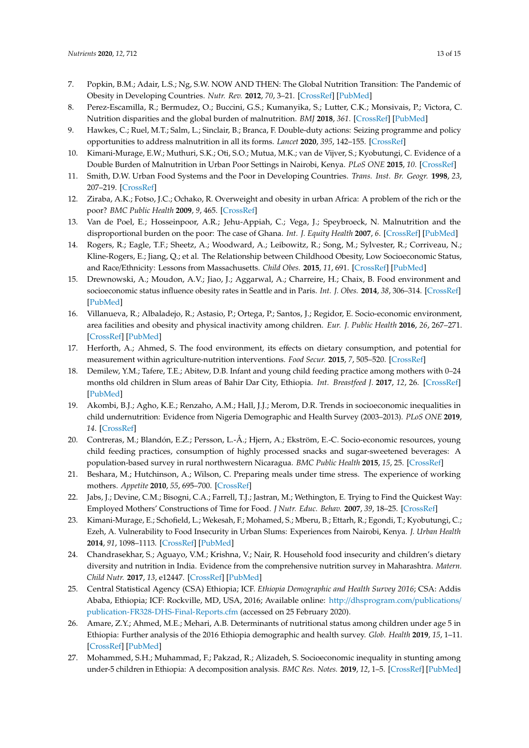7. Popkin, B.M.; Adair, L.S.; Ng, S.W. NOW AND THEN: The Global Nutrition Transition: The Pandemic of Obesity in Developing Countries. *Nutr. Rev.* **2012**, *70*, 3–21. [CrossRef] [PubMed]
8. Perez-Escamilla, R.; Bermudez, O.; Buccini, G.S.; Kumanyika, S.; Lutter, C.K.; Monsivais, P.; Victora, C. Nutrition disparities and the global burden of malnutrition. *BMJ* **2018**, *361*. [CrossRef] [PubMed]
9. Hawkes, C.; Ruel, M.T.; Salm, L.; Sinclair, B.; Branca, F. Double-duty actions: Seizing programme and policy opportunities to address malnutrition in all its forms. *Lancet* **2020**, *395*, 142–155. [CrossRef]
10. Kimani-Murage, E.W.; Muthuri, S.K.; Oti, S.O.; Mutua, M.K.; van de Vijver, S.; Kyobutungi, C. Evidence of a Double Burden of Malnutrition in Urban Poor Settings in Nairobi, Kenya. *PLoS ONE* **2015**, *10*. [CrossRef]
11. Smith, D.W. Urban Food Systems and the Poor in Developing Countries. *Trans. Inst. Br. Geogr.* **1998**, *23*, 207–219. [CrossRef]
12. Ziraba, A.K.; Fotso, J.C.; Ochako, R. Overweight and obesity in urban Africa: A problem of the rich or the poor? *BMC Public Health* **2009**, *9*, 465. [CrossRef]
13. Van de Poel, E.; Hosseinpoor, A.R.; Jehu-Appiah, C.; Vega, J.; Speybroeck, N. Malnutrition and the disproportional burden on the poor: The case of Ghana. *Int. J. Equity Health* **2007**, *6*. [CrossRef] [PubMed]
14. Rogers, R.; Eagle, T.F.; Sheetz, A.; Woodward, A.; Leibowitz, R.; Song, M.; Sylvester, R.; Corriveau, N.; Kline-Rogers, E.; Jiang, Q.; et al. The Relationship between Childhood Obesity, Low Socioeconomic Status, and Race/Ethnicity: Lessons from Massachusetts. *Child Obes.* **2015**, *11*, 691. [CrossRef] [PubMed]
15. Drewnowski, A.; Moudon, A.V.; Jiao, J.; Aggarwal, A.; Charreire, H.; Chaix, B. Food environment and socioeconomic status influence obesity rates in Seattle and in Paris. *Int. J. Obes.* **2014**, *38*, 306–314. [CrossRef] [PubMed]
16. Villanueva, R.; Albaladejo, R.; Astasio, P.; Ortega, P.; Santos, J.; Regidor, E. Socio-economic environment, area facilities and obesity and physical inactivity among children. *Eur. J. Public Health* **2016**, *26*, 267–271. [CrossRef] [PubMed]
17. Herforth, A.; Ahmed, S. The food environment, its effects on dietary consumption, and potential for measurement within agriculture-nutrition interventions. *Food Secur.* **2015**, *7*, 505–520. [CrossRef]
18. Demilew, Y.M.; Tafere, T.E.; Abitew, D.B. Infant and young child feeding practice among mothers with 0–24 months old children in Slum areas of Bahir Dar City, Ethiopia. *Int. Breastfeed J.* **2017**, *12*, 26. [CrossRef] [PubMed]
19. Akombi, B.J.; Agho, K.E.; Renzaho, A.M.; Hall, J.J.; Merom, D.R. Trends in socioeconomic inequalities in child undernutrition: Evidence from Nigeria Demographic and Health Survey (2003–2013). *PLoS ONE* **2019**, *14*. [CrossRef]
20. Contreras, M.; Blandón, E.Z.; Persson, L.-Å.; Hjern, A.; Ekström, E.-C. Socio-economic resources, young child feeding practices, consumption of highly processed snacks and sugar-sweetened beverages: A population-based survey in rural northwestern Nicaragua. *BMC Public Health* **2015**, *15*, 25. [CrossRef]
21. Beshara, M.; Hutchinson, A.; Wilson, C. Preparing meals under time stress. The experience of working mothers. *Appetite* **2010**, *55*, 695–700. [CrossRef]
22. Jabs, J.; Devine, C.M.; Bisogni, C.A.; Farrell, T.J.; Jastran, M.; Wethington, E. Trying to Find the Quickest Way: Employed Mothers' Constructions of Time for Food. *J Nutr. Educ. Behav.* **2007**, *39*, 18–25. [CrossRef]
23. Kimani-Murage, E.; Schofield, L.; Wekesah, F.; Mohamed, S.; Mberu, B.; Ettarh, R.; Egondi, T.; Kyobutungi, C.; Ezeh, A. Vulnerability to Food Insecurity in Urban Slums: Experiences from Nairobi, Kenya. *J. Urban Health* **2014**, *91*, 1098–1113. [CrossRef] [PubMed]
24. Chandrasekhar, S.; Aguayo, V.M.; Krishna, V.; Nair, R. Household food insecurity and children's dietary diversity and nutrition in India. Evidence from the comprehensive nutrition survey in Maharashtra. *Matern. Child Nutr.* **2017**, *13*, e12447. [CrossRef] [PubMed]
25. Central Statistical Agency (CSA) Ethiopia; ICF. *Ethiopia Demographic and Health Survey 2016*; CSA: Addis Ababa, Ethiopia; ICF: Rockville, MD, USA, 2016; Available online: http://dhsprogram.com/publications/publication-FR328-DHS-Final-Reports.cfm (accessed on 25 February 2020).
26. Amare, Z.Y.; Ahmed, M.E.; Mehari, A.B. Determinants of nutritional status among children under age 5 in Ethiopia: Further analysis of the 2016 Ethiopia demographic and health survey. *Glob. Health* **2019**, *15*, 1–11. [CrossRef] [PubMed]
27. Mohammed, S.H.; Muhammad, F.; Pakzad, R.; Alizadeh, S. Socioeconomic inequality in stunting among under-5 children in Ethiopia: A decomposition analysis. *BMC Res. Notes.* **2019**, *12*, 1–5. [CrossRef] [PubMed]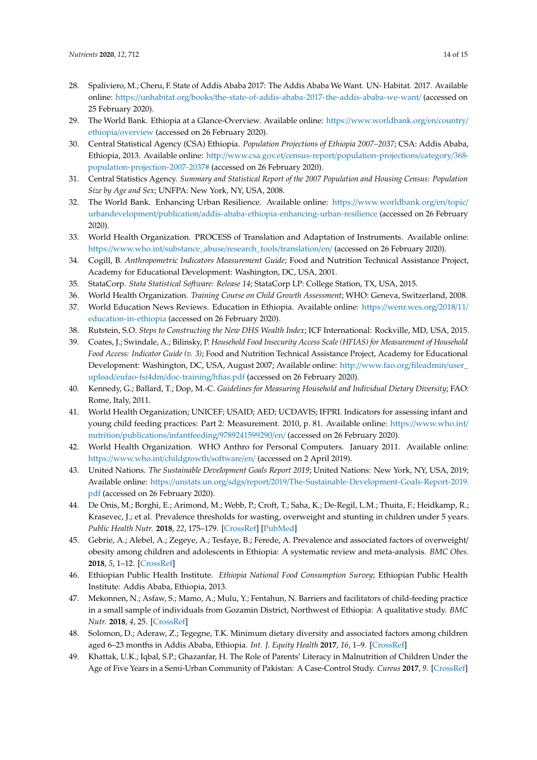28. Spaliviero, M.; Cheru, F. State of Addis Ababa 2017: The Addis Ababa We Want. UN- Habitat. 2017. Available online: https://unhabitat.org/books/the-state-of-addis-ababa-2017-the-addis-ababa-we-want/ (accessed on 25 February 2020).
29. The World Bank. Ethiopia at a Glance-Overview. Available online: https://www.worldbank.org/en/country/ethiopia/overview (accessed on 26 February 2020).
30. Central Statistical Agency (CSA) Ethiopia. *Population Projections of Ethiopia 2007–2037*; CSA: Addis Ababa, Ethiopia, 2013. Available online: http://www.csa.gov.et/census-report/population-projections/category/368-population-projection-2007-2037# (accessed on 26 February 2020).
31. Central Statistics Agency. *Summary and Statistical Report of the 2007 Population and Housing Census: Population Size by Age and Sex*; UNFPA: New York, NY, USA, 2008.
32. The World Bank. Enhancing Urban Resilience. Available online: https://www.worldbank.org/en/topic/urbandevelopment/publication/addis-ababa-ethiopia-enhancing-urban-resilience (accessed on 26 February 2020).
33. World Health Organization. PROCESS of Translation and Adaptation of Instruments. Available online: https://www.who.int/substance_abuse/research_tools/translation/en/ (accessed on 26 February 2020).
34. Cogill, B. *Anthropometric Indicators Measurement Guide*; Food and Nutrition Technical Assistance Project, Academy for Educational Development: Washington, DC, USA, 2001.
35. StataCorp. *Stata Statistical Software: Release 14*; StataCorp LP: College Station, TX, USA, 2015.
36. World Health Organization. *Training Course on Child Growth Assessment*; WHO: Geneva, Switzerland, 2008.
37. World Education News Reviews. Education in Ethiopia. Available online: https://wenr.wes.org/2018/11/education-in-ethiopia (accessed on 26 February 2020).
38. Rutstein, S.O. *Steps to Constructing the New DHS Wealth Index*; ICF International: Rockville, MD, USA, 2015.
39. Coates, J.; Swindale, A.; Bilinsky, P. *Household Food Insecurity Access Scale (HFIAS) for Measurement of Household Food Access: Indicator Guide (v. 3)*; Food and Nutrition Technical Assistance Project, Academy for Educational Development: Washington, DC, USA, August 2007; Available online: http://www.fao.org/fileadmin/user_upload/eufao-fsi4dm/doc-training/hfias.pdf (accessed on 26 February 2020).
40. Kennedy, G.; Ballard, T.; Dop, M.-C. *Guidelines for Measuring Household and Individual Dietary Diversity*; FAO: Rome, Italy, 2011.
41. World Health Organization; UNICEF; USAID; AED; UCDAVIS; IFPRI. Indicators for assessing infant and young child feeding practices: Part 2: Measurement. 2010, p. 81. Available online: https://www.who.int/nutrition/publications/infantfeeding/9789241599290/en/ (accessed on 26 February 2020).
42. World Health Organization. WHO Anthro for Personal Computers. January 2011. Available online: https://www.who.int/childgrowth/software/en/ (accessed on 2 April 2019).
43. United Nations. *The Sustainable Development Goals Report 2019*; United Nations: New York, NY, USA, 2019; Available online: https://unstats.un.org/sdgs/report/2019/The-Sustainable-Development-Goals-Report-2019.pdf (accessed on 26 February 2020).
44. De Onis, M.; Borghi, E.; Arimond, M.; Webb, P.; Croft, T.; Saha, K.; De-Regil, L.M.; Thuita, F.; Heidkamp, R.; Krasevec, J.; et al. Prevalence thresholds for wasting, overweight and stunting in children under 5 years. *Public Health Nutr.* **2018**, *22*, 175–179. [CrossRef] [PubMed]
45. Gebrie, A.; Alebel, A.; Zegeye, A.; Tesfaye, B.; Ferede, A. Prevalence and associated factors of overweight/obesity among children and adolescents in Ethiopia: A systematic review and meta-analysis. *BMC Obes.* **2018**, *5*, 1–12. [CrossRef]
46. Ethiopian Public Health Institute. *Ethiopia National Food Consumption Survey*; Ethiopian Public Health Institute: Addis Ababa, Ethiopia, 2013.
47. Mekonnen, N.; Asfaw, S.; Mamo, A.; Mulu, Y.; Fentahun, N. Barriers and facilitators of child-feeding practice in a small sample of individuals from Gozamin District, Northwest of Ethiopia: A qualitative study. *BMC Nutr.* **2018**, *4*, 25. [CrossRef]
48. Solomon, D.; Aderaw, Z.; Tegegne, T.K. Minimum dietary diversity and associated factors among children aged 6–23 months in Addis Ababa, Ethiopia. *Int. J. Equity Health* **2017**, *16*, 1–9. [CrossRef]
49. Khattak, U.K.; Iqbal, S.P.; Ghazanfar, H. The Role of Parents' Literacy in Malnutrition of Children Under the Age of Five Years in a Semi-Urban Community of Pakistan: A Case-Control Study. *Cureus* **2017**, *9*. [CrossRef]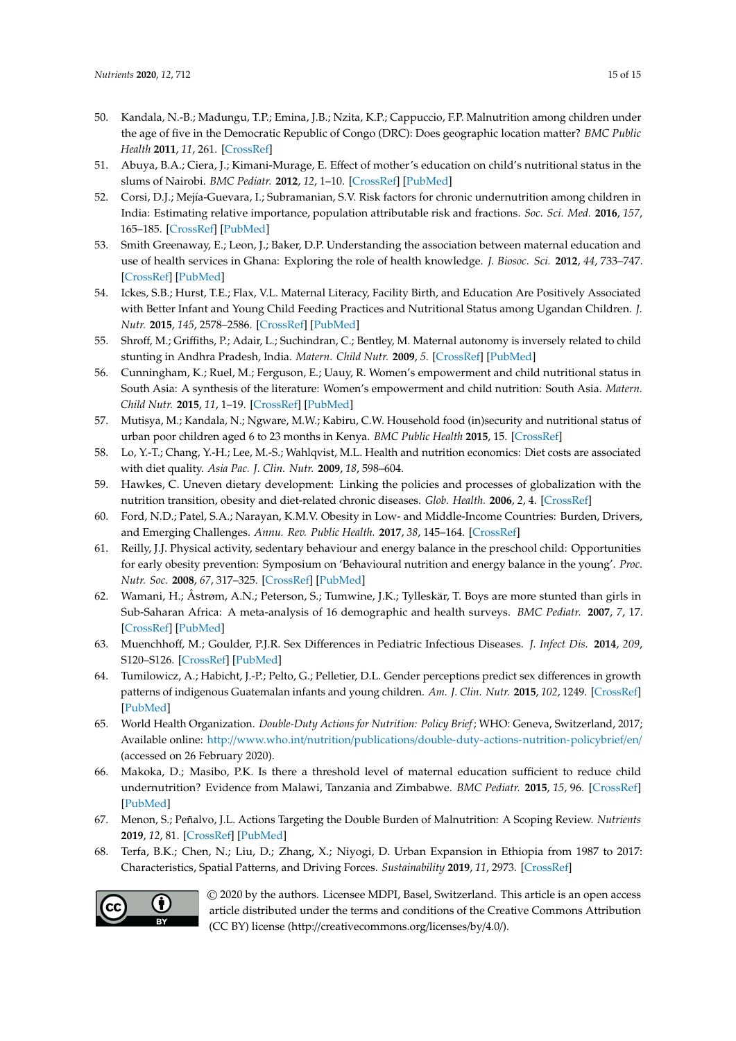50. Kandala, N.-B.; Madungu, T.P.; Emina, J.B.; Nzita, K.P.; Cappuccio, F.P. Malnutrition among children under the age of five in the Democratic Republic of Congo (DRC): Does geographic location matter? *BMC Public Health* **2011**, *11*, 261. [CrossRef]
51. Abuya, B.A.; Ciera, J.; Kimani-Murage, E. Effect of mother's education on child's nutritional status in the slums of Nairobi. *BMC Pediatr.* **2012**, *12*, 1–10. [CrossRef] [PubMed]
52. Corsi, D.J.; Mejía-Guevara, I.; Subramanian, S.V. Risk factors for chronic undernutrition among children in India: Estimating relative importance, population attributable risk and fractions. *Soc. Sci. Med.* **2016**, *157*, 165–185. [CrossRef] [PubMed]
53. Smith Greenaway, E.; Leon, J.; Baker, D.P. Understanding the association between maternal education and use of health services in Ghana: Exploring the role of health knowledge. *J. Biosoc. Sci.* **2012**, *44*, 733–747. [CrossRef] [PubMed]
54. Ickes, S.B.; Hurst, T.E.; Flax, V.L. Maternal Literacy, Facility Birth, and Education Are Positively Associated with Better Infant and Young Child Feeding Practices and Nutritional Status among Ugandan Children. *J. Nutr.* **2015**, *145*, 2578–2586. [CrossRef] [PubMed]
55. Shroff, M.; Griffiths, P.; Adair, L.; Suchindran, C.; Bentley, M. Maternal autonomy is inversely related to child stunting in Andhra Pradesh, India. *Matern. Child Nutr.* **2009**, *5*. [CrossRef] [PubMed]
56. Cunningham, K.; Ruel, M.; Ferguson, E.; Uauy, R. Women's empowerment and child nutritional status in South Asia: A synthesis of the literature: Women's empowerment and child nutrition: South Asia. *Matern. Child Nutr.* **2015**, *11*, 1–19. [CrossRef] [PubMed]
57. Mutisya, M.; Kandala, N.; Ngware, M.W.; Kabiru, C.W. Household food (in)security and nutritional status of urban poor children aged 6 to 23 months in Kenya. *BMC Public Health* **2015**, 15. [CrossRef]
58. Lo, Y.-T.; Chang, Y.-H.; Lee, M.-S.; Wahlqvist, M.L. Health and nutrition economics: Diet costs are associated with diet quality. *Asia Pac. J. Clin. Nutr.* **2009**, *18*, 598–604.
59. Hawkes, C. Uneven dietary development: Linking the policies and processes of globalization with the nutrition transition, obesity and diet-related chronic diseases. *Glob. Health.* **2006**, *2*, 4. [CrossRef]
60. Ford, N.D.; Patel, S.A.; Narayan, K.M.V. Obesity in Low- and Middle-Income Countries: Burden, Drivers, and Emerging Challenges. *Annu. Rev. Public Health.* **2017**, *38*, 145–164. [CrossRef]
61. Reilly, J.J. Physical activity, sedentary behaviour and energy balance in the preschool child: Opportunities for early obesity prevention: Symposium on 'Behavioural nutrition and energy balance in the young'. *Proc. Nutr. Soc.* **2008**, *67*, 317–325. [CrossRef] [PubMed]
62. Wamani, H.; Åstrøm, A.N.; Peterson, S.; Tumwine, J.K.; Tylleskär, T. Boys are more stunted than girls in Sub-Saharan Africa: A meta-analysis of 16 demographic and health surveys. *BMC Pediatr.* **2007**, *7*, 17. [CrossRef] [PubMed]
63. Muenchhoff, M.; Goulder, P.J.R. Sex Differences in Pediatric Infectious Diseases. *J. Infect Dis.* **2014**, *209*, S120–S126. [CrossRef] [PubMed]
64. Tumilowicz, A.; Habicht, J.-P.; Pelto, G.; Pelletier, D.L. Gender perceptions predict sex differences in growth patterns of indigenous Guatemalan infants and young children. *Am. J. Clin. Nutr.* **2015**, *102*, 1249. [CrossRef] [PubMed]
65. World Health Organization. *Double-Duty Actions for Nutrition: Policy Brief*; WHO: Geneva, Switzerland, 2017; Available online: http://www.who.int/nutrition/publications/double-duty-actions-nutrition-policybrief/en/ (accessed on 26 February 2020).
66. Makoka, D.; Masibo, P.K. Is there a threshold level of maternal education sufficient to reduce child undernutrition? Evidence from Malawi, Tanzania and Zimbabwe. *BMC Pediatr.* **2015**, *15*, 96. [CrossRef] [PubMed]
67. Menon, S.; Peñalvo, J.L. Actions Targeting the Double Burden of Malnutrition: A Scoping Review. *Nutrients* **2019**, *12*, 81. [CrossRef] [PubMed]
68. Terfa, B.K.; Chen, N.; Liu, D.; Zhang, X.; Niyogi, D. Urban Expansion in Ethiopia from 1987 to 2017: Characteristics, Spatial Patterns, and Driving Forces. *Sustainability* **2019**, *11*, 2973. [CrossRef]

© 2020 by the authors. Licensee MDPI, Basel, Switzerland. This article is an open access article distributed under the terms and conditions of the Creative Commons Attribution (CC BY) license (http://creativecommons.org/licenses/by/4.0/).